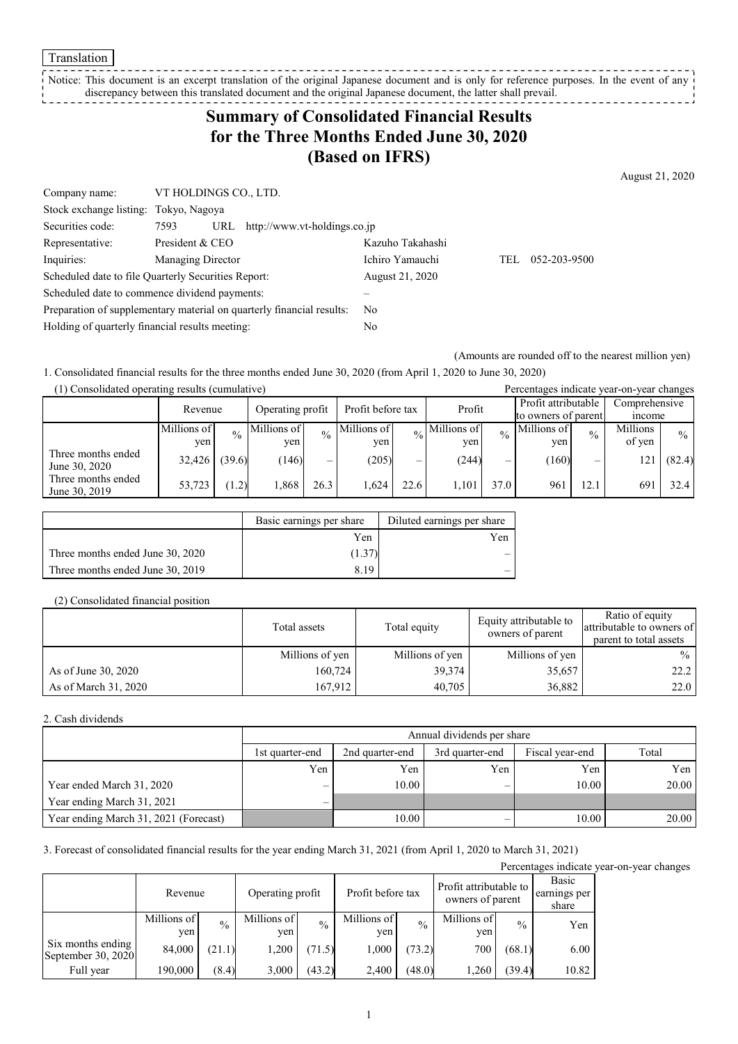Translation

Notice: This document is an excerpt translation of the original Japanese document and is only for reference purposes. In the event of any discrepancy between this translated document and the original Japanese document, the latter shall prevail.

# Summary of Consolidated Financial Results for the Three Months Ended June 30, 2020 (Based on IFRS)

August 21, 2020

| | | | |
|---|---|---|---|
| Company name: | VT HOLDINGS CO., LTD. | | |
| Stock exchange listing: | Tokyo, Nagoya | | |
| Securities code: | 7593 URL http://www.vt-holdings.co.jp | | |
| Representative: | President & CEO | Kazuho Takahashi | |
| Inquiries: | Managing Director | Ichiro Yamauchi | TEL 052-203-9500 |
| Scheduled date to file Quarterly Securities Report: | | August 21, 2020 | |
| Scheduled date to commence dividend payments: | | – | |
| Preparation of supplementary material on quarterly financial results: | | No | |
| Holding of quarterly financial results meeting: | | No | |

(Amounts are rounded off to the nearest million yen)

1. Consolidated financial results for the three months ended June 30, 2020 (from April 1, 2020 to June 30, 2020)

(1) Consolidated operating results (cumulative)

Percentages indicate year-on-year changes

| | Revenue | | Operating profit | | Profit before tax | | Profit | | Profit attributable to owners of parent | | Comprehensive income | |
|---|---|---|---|---|---|---|---|---|---|---|---|---|
| | Millions of yen | % | Millions of yen | % | Millions of yen | % | Millions of yen | % | Millions of yen | % | Millions of yen | % |
| Three months ended June 30, 2020 | 32,426 | (39.6) | (146) | – | (205) | – | (244) | – | (160) | – | 121 | (82.4) |
| Three months ended June 30, 2019 | 53,723 | (1.2) | 1,868 | 26.3 | 1,624 | 22.6 | 1,101 | 37.0 | 961 | 12.1 | 691 | 32.4 |

| | Basic earnings per share | Diluted earnings per share |
|---|---|---|
| | Yen | Yen |
| Three months ended June 30, 2020 | (1.37) | – |
| Three months ended June 30, 2019 | 8.19 | – |

(2) Consolidated financial position

| | Total assets | Total equity | Equity attributable to owners of parent | Ratio of equity attributable to owners of parent to total assets |
|---|---|---|---|---|
| | Millions of yen | Millions of yen | Millions of yen | % |
| As of June 30, 2020 | 160,724 | 39,374 | 35,657 | 22.2 |
| As of March 31, 2020 | 167,912 | 40,705 | 36,882 | 22.0 |

2. Cash dividends

| | Annual dividends per share | | | | |
|---|---|---|---|---|---|
| | 1st quarter-end | 2nd quarter-end | 3rd quarter-end | Fiscal year-end | Total |
| | Yen | Yen | Yen | Yen | Yen |
| Year ended March 31, 2020 | – | 10.00 | – | 10.00 | 20.00 |
| Year ending March 31, 2021 | – | | | | |
| Year ending March 31, 2021 (Forecast) | | 10.00 | – | 10.00 | 20.00 |

3. Forecast of consolidated financial results for the year ending March 31, 2021 (from April 1, 2020 to March 31, 2021)

Percentages indicate year-on-year changes

| | Revenue | | Operating profit | | Profit before tax | | Profit attributable to owners of parent | | Basic earnings per share |
|---|---|---|---|---|---|---|---|---|---|
| | Millions of yen | % | Millions of yen | % | Millions of yen | % | Millions of yen | % | Yen |
| Six months ending September 30, 2020 | 84,000 | (21.1) | 1,200 | (71.5) | 1,000 | (73.2) | 700 | (68.1) | 6.00 |
| Full year | 190,000 | (8.4) | 3,000 | (43.2) | 2,400 | (48.0) | 1,260 | (39.4) | 10.82 |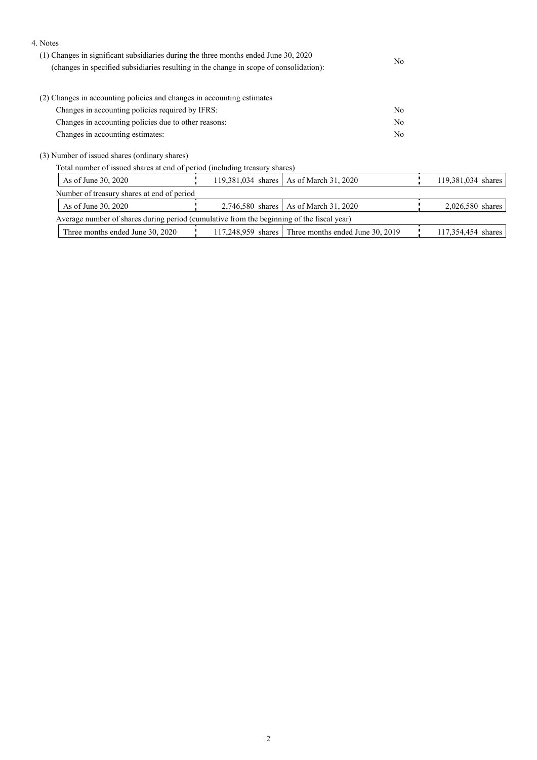4. Notes

(1) Changes in significant subsidiaries during the three months ended June 30, 2020 (changes in specified subsidiaries resulting in the change in scope of consolidation): No

(2) Changes in accounting policies and changes in accounting estimates

| | |
|---|---|
| Changes in accounting policies required by IFRS: | No |
| Changes in accounting policies due to other reasons: | No |
| Changes in accounting estimates: | No |

(3) Number of issued shares (ordinary shares)

Total number of issued shares at end of period (including treasury shares)

| | | | |
|---|---|---|---|
| As of June 30, 2020 | 119,381,034 shares | As of March 31, 2020 | 119,381,034 shares |

Number of treasury shares at end of period

| | | | |
|---|---|---|---|
| As of June 30, 2020 | 2,746,580 shares | As of March 31, 2020 | 2,026,580 shares |

Average number of shares during period (cumulative from the beginning of the fiscal year)

| | | | |
|---|---|---|---|
| Three months ended June 30, 2020 | 117,248,959 shares | Three months ended June 30, 2019 | 117,354,454 shares |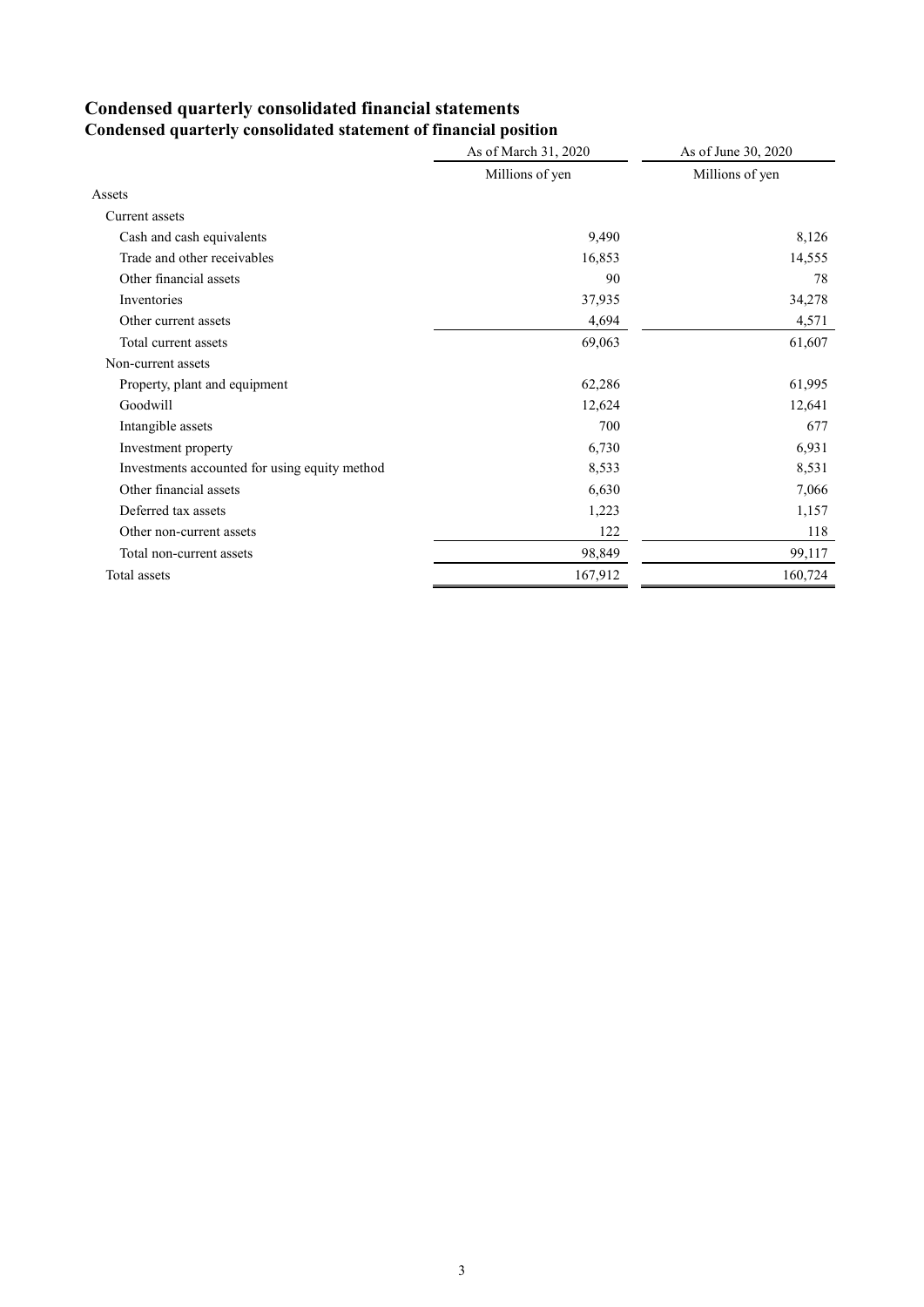# Condensed quarterly consolidated financial statements

## Condensed quarterly consolidated statement of financial position

| | As of March 31, 2020 | As of June 30, 2020 |
|---|---|---|
| | Millions of yen | Millions of yen |
| Assets | | |
| Current assets | | |
| Cash and cash equivalents | 9,490 | 8,126 |
| Trade and other receivables | 16,853 | 14,555 |
| Other financial assets | 90 | 78 |
| Inventories | 37,935 | 34,278 |
| Other current assets | 4,694 | 4,571 |
| Total current assets | 69,063 | 61,607 |
| Non-current assets | | |
| Property, plant and equipment | 62,286 | 61,995 |
| Goodwill | 12,624 | 12,641 |
| Intangible assets | 700 | 677 |
| Investment property | 6,730 | 6,931 |
| Investments accounted for using equity method | 8,533 | 8,531 |
| Other financial assets | 6,630 | 7,066 |
| Deferred tax assets | 1,223 | 1,157 |
| Other non-current assets | 122 | 118 |
| Total non-current assets | 98,849 | 99,117 |
| Total assets | 167,912 | 160,724 |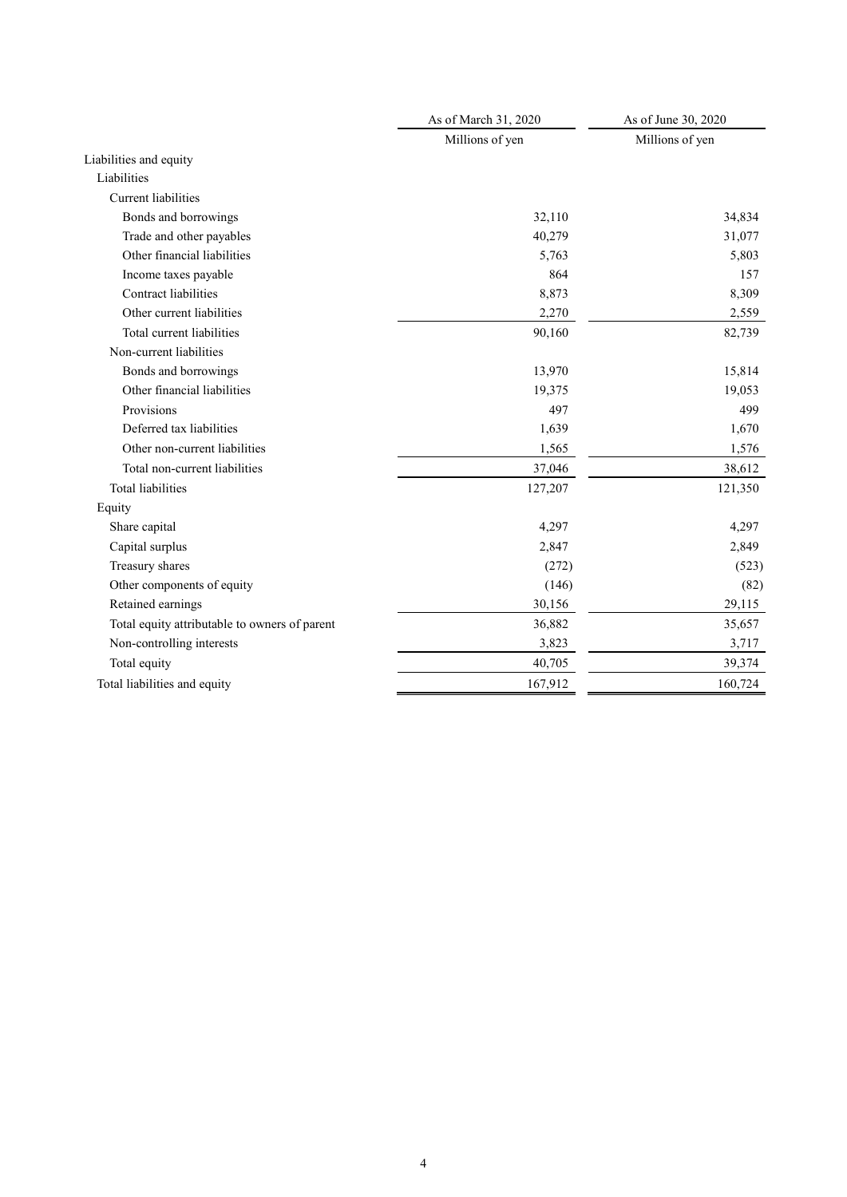| | As of March 31, 2020 | As of June 30, 2020 |
|---|---|---|
| | Millions of yen | Millions of yen |
| Liabilities and equity | | |
| Liabilities | | |
| Current liabilities | | |
| Bonds and borrowings | 32,110 | 34,834 |
| Trade and other payables | 40,279 | 31,077 |
| Other financial liabilities | 5,763 | 5,803 |
| Income taxes payable | 864 | 157 |
| Contract liabilities | 8,873 | 8,309 |
| Other current liabilities | 2,270 | 2,559 |
| Total current liabilities | 90,160 | 82,739 |
| Non-current liabilities | | |
| Bonds and borrowings | 13,970 | 15,814 |
| Other financial liabilities | 19,375 | 19,053 |
| Provisions | 497 | 499 |
| Deferred tax liabilities | 1,639 | 1,670 |
| Other non-current liabilities | 1,565 | 1,576 |
| Total non-current liabilities | 37,046 | 38,612 |
| Total liabilities | 127,207 | 121,350 |
| Equity | | |
| Share capital | 4,297 | 4,297 |
| Capital surplus | 2,847 | 2,849 |
| Treasury shares | (272) | (523) |
| Other components of equity | (146) | (82) |
| Retained earnings | 30,156 | 29,115 |
| Total equity attributable to owners of parent | 36,882 | 35,657 |
| Non-controlling interests | 3,823 | 3,717 |
| Total equity | 40,705 | 39,374 |
| Total liabilities and equity | 167,912 | 160,724 |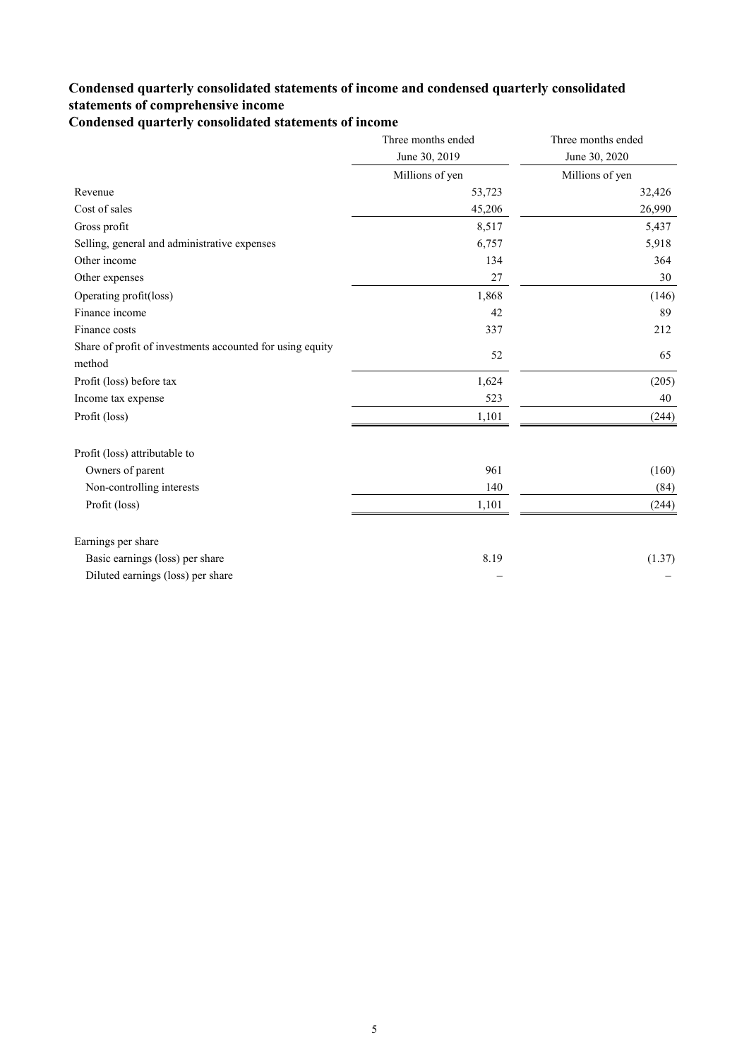# Condensed quarterly consolidated statements of income and condensed quarterly consolidated statements of comprehensive income

## Condensed quarterly consolidated statements of income

| | Three months ended June 30, 2019 | Three months ended June 30, 2020 |
|---|---|---|
| | Millions of yen | Millions of yen |
| Revenue | 53,723 | 32,426 |
| Cost of sales | 45,206 | 26,990 |
| Gross profit | 8,517 | 5,437 |
| Selling, general and administrative expenses | 6,757 | 5,918 |
| Other income | 134 | 364 |
| Other expenses | 27 | 30 |
| Operating profit(loss) | 1,868 | (146) |
| Finance income | 42 | 89 |
| Finance costs | 337 | 212 |
| Share of profit of investments accounted for using equity method | 52 | 65 |
| Profit (loss) before tax | 1,624 | (205) |
| Income tax expense | 523 | 40 |
| Profit (loss) | 1,101 | (244) |
| | | |
| Profit (loss) attributable to | | |
| Owners of parent | 961 | (160) |
| Non-controlling interests | 140 | (84) |
| Profit (loss) | 1,101 | (244) |
| | | |
| Earnings per share | | |
| Basic earnings (loss) per share | 8.19 | (1.37) |
| Diluted earnings (loss) per share | – | – |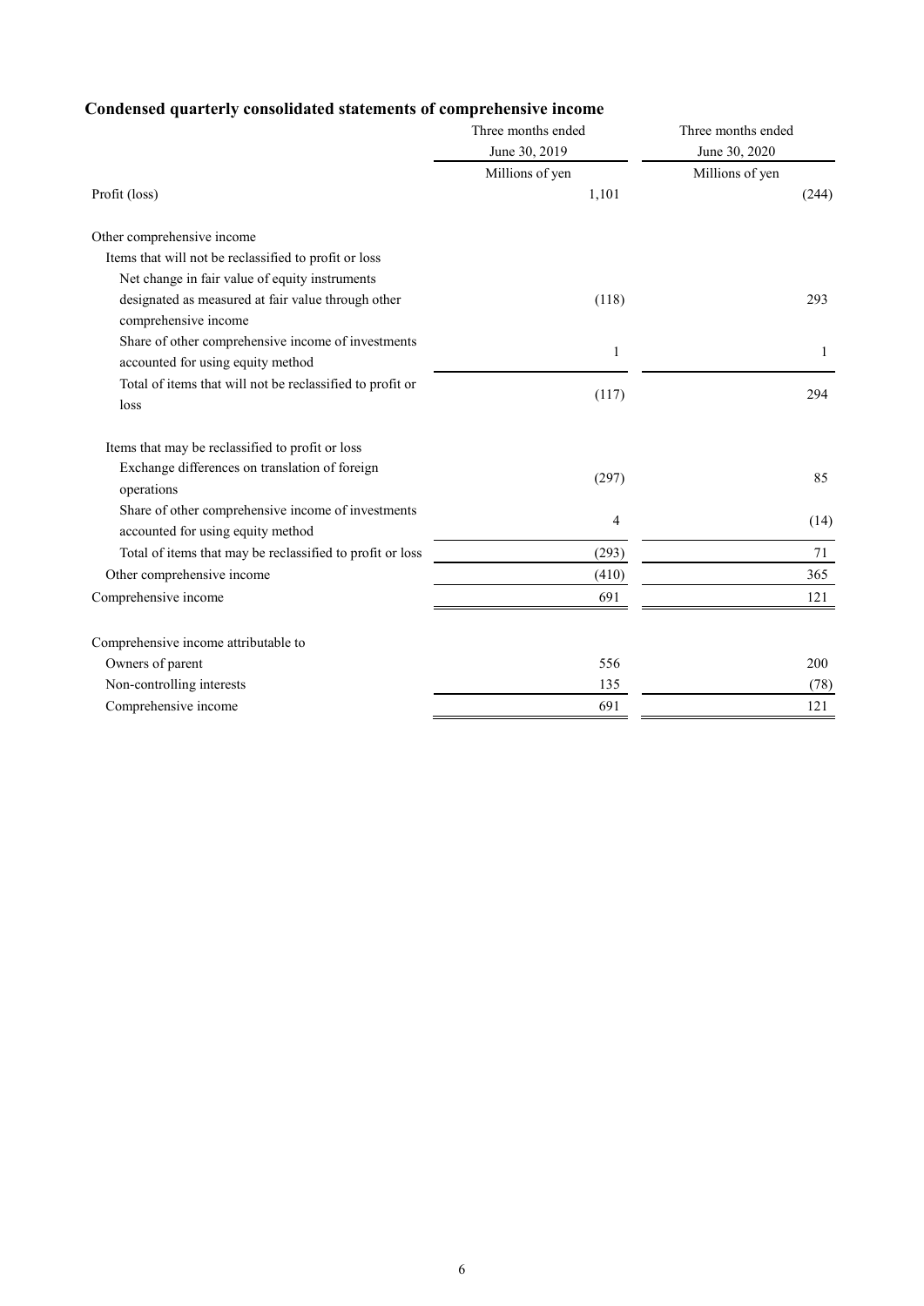## Condensed quarterly consolidated statements of comprehensive income

| | Three months ended June 30, 2019 | Three months ended June 30, 2020 |
|---|---|---|
| | Millions of yen | Millions of yen |
| Profit (loss) | 1,101 | (244) |
| | | |
| Other comprehensive income | | |
| Items that will not be reclassified to profit or loss | | |
| Net change in fair value of equity instruments designated as measured at fair value through other comprehensive income | (118) | 293 |
| Share of other comprehensive income of investments accounted for using equity method | 1 | 1 |
| Total of items that will not be reclassified to profit or loss | (117) | 294 |
| | | |
| Items that may be reclassified to profit or loss | | |
| Exchange differences on translation of foreign operations | (297) | 85 |
| Share of other comprehensive income of investments accounted for using equity method | 4 | (14) |
| Total of items that may be reclassified to profit or loss | (293) | 71 |
| Other comprehensive income | (410) | 365 |
| Comprehensive income | 691 | 121 |
| | | |
| Comprehensive income attributable to | | |
| Owners of parent | 556 | 200 |
| Non-controlling interests | 135 | (78) |
| Comprehensive income | 691 | 121 |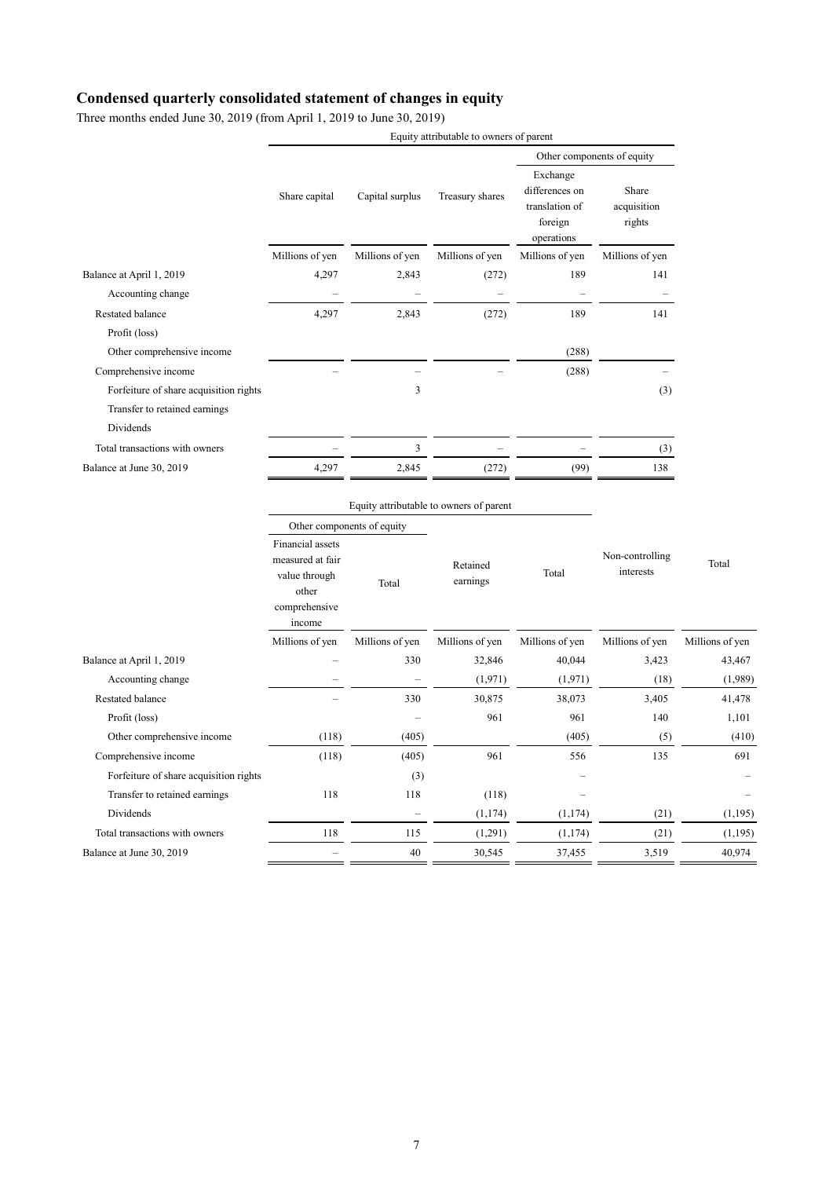## Condensed quarterly consolidated statement of changes in equity

Three months ended June 30, 2019 (from April 1, 2019 to June 30, 2019)

| | Equity attributable to owners of parent | | | | |
|---|---|---|---|---|---|
| | | | | Other components of equity | |
| | Share capital | Capital surplus | Treasury shares | Exchange differences on translation of foreign operations | Share acquisition rights |
| | Millions of yen | Millions of yen | Millions of yen | Millions of yen | Millions of yen |
| Balance at April 1, 2019 | 4,297 | 2,843 | (272) | 189 | 141 |
| Accounting change | – | – | – | – | – |
| Restated balance | 4,297 | 2,843 | (272) | 189 | 141 |
| Profit (loss) | | | | | |
| Other comprehensive income | | | | (288) | |
| Comprehensive income | – | – | – | (288) | – |
| Forfeiture of share acquisition rights | | 3 | | | (3) |
| Transfer to retained earnings | | | | | |
| Dividends | | | | | |
| Total transactions with owners | – | 3 | – | – | (3) |
| Balance at June 30, 2019 | 4,297 | 2,845 | (272) | (99) | 138 |

| | Equity attributable to owners of parent | | | | | |
|---|---|---|---|---|---|---|
| | Other components of equity | | | | | |
| | Financial assets measured at fair value through other comprehensive income | Total | Retained earnings | Total | Non-controlling interests | Total |
| | Millions of yen | Millions of yen | Millions of yen | Millions of yen | Millions of yen | Millions of yen |
| Balance at April 1, 2019 | – | 330 | 32,846 | 40,044 | 3,423 | 43,467 |
| Accounting change | – | – | (1,971) | (1,971) | (18) | (1,989) |
| Restated balance | – | 330 | 30,875 | 38,073 | 3,405 | 41,478 |
| Profit (loss) | | – | 961 | 961 | 140 | 1,101 |
| Other comprehensive income | (118) | (405) | | (405) | (5) | (410) |
| Comprehensive income | (118) | (405) | 961 | 556 | 135 | 691 |
| Forfeiture of share acquisition rights | | (3) | | – | | – |
| Transfer to retained earnings | 118 | 118 | (118) | – | | – |
| Dividends | | – | (1,174) | (1,174) | (21) | (1,195) |
| Total transactions with owners | 118 | 115 | (1,291) | (1,174) | (21) | (1,195) |
| Balance at June 30, 2019 | – | 40 | 30,545 | 37,455 | 3,519 | 40,974 |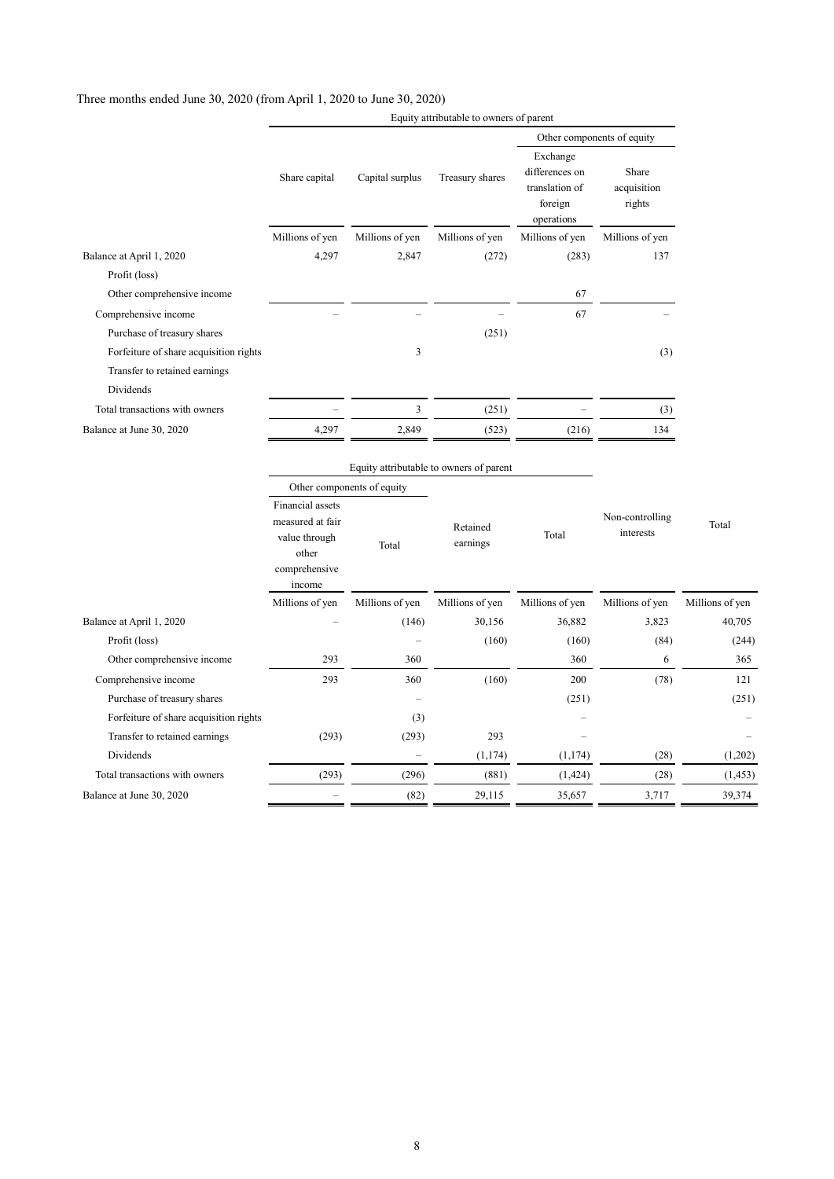Three months ended June 30, 2020 (from April 1, 2020 to June 30, 2020)

| | Equity attributable to owners of parent | | | | |
|---|---|---|---|---|---|
| | | | | Other components of equity | |
| | Share capital | Capital surplus | Treasury shares | Exchange differences on translation of foreign operations | Share acquisition rights |
| | Millions of yen | Millions of yen | Millions of yen | Millions of yen | Millions of yen |
| Balance at April 1, 2020 | 4,297 | 2,847 | (272) | (283) | 137 |
| Profit (loss) | | | | | |
| Other comprehensive income | | | | 67 | |
| Comprehensive income | – | – | – | 67 | – |
| Purchase of treasury shares | | | (251) | | |
| Forfeiture of share acquisition rights | | 3 | | | (3) |
| Transfer to retained earnings | | | | | |
| Dividends | | | | | |
| Total transactions with owners | – | 3 | (251) | – | (3) |
| Balance at June 30, 2020 | 4,297 | 2,849 | (523) | (216) | 134 |

| | Equity attributable to owners of parent | | | | | |
|---|---|---|---|---|---|---|
| | Other components of equity | | | | | |
| | Financial assets measured at fair value through other comprehensive income | Total | Retained earnings | Total | Non-controlling interests | Total |
| | Millions of yen | Millions of yen | Millions of yen | Millions of yen | Millions of yen | Millions of yen |
| Balance at April 1, 2020 | – | (146) | 30,156 | 36,882 | 3,823 | 40,705 |
| Profit (loss) | | – | (160) | (160) | (84) | (244) |
| Other comprehensive income | 293 | 360 | | 360 | 6 | 365 |
| Comprehensive income | 293 | 360 | (160) | 200 | (78) | 121 |
| Purchase of treasury shares | | – | | (251) | | (251) |
| Forfeiture of share acquisition rights | | (3) | | – | | – |
| Transfer to retained earnings | (293) | (293) | 293 | – | | – |
| Dividends | | – | (1,174) | (1,174) | (28) | (1,202) |
| Total transactions with owners | (293) | (296) | (881) | (1,424) | (28) | (1,453) |
| Balance at June 30, 2020 | – | (82) | 29,115 | 35,657 | 3,717 | 39,374 |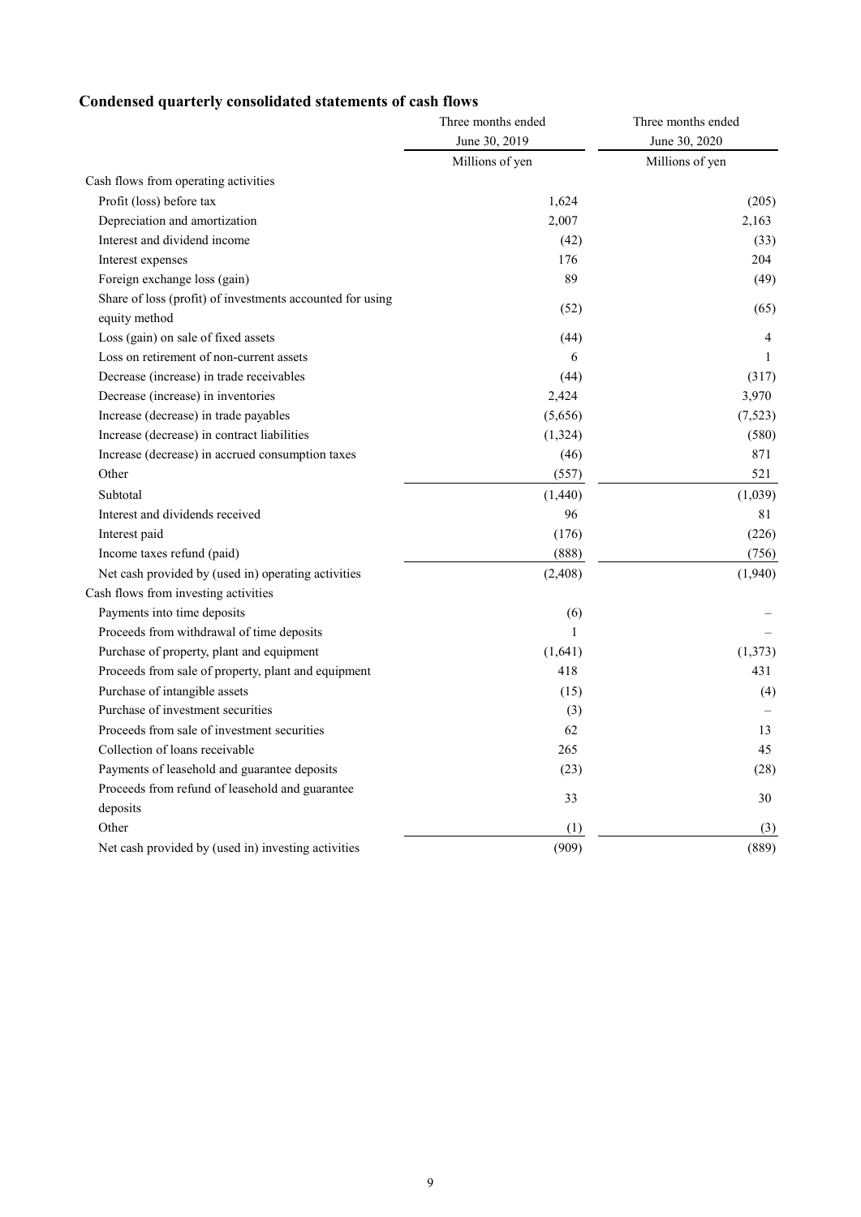## Condensed quarterly consolidated statements of cash flows

| | Three months ended June 30, 2019 | Three months ended June 30, 2020 |
|---|---|---|
| | Millions of yen | Millions of yen |
| Cash flows from operating activities | | |
| Profit (loss) before tax | 1,624 | (205) |
| Depreciation and amortization | 2,007 | 2,163 |
| Interest and dividend income | (42) | (33) |
| Interest expenses | 176 | 204 |
| Foreign exchange loss (gain) | 89 | (49) |
| Share of loss (profit) of investments accounted for using equity method | (52) | (65) |
| Loss (gain) on sale of fixed assets | (44) | 4 |
| Loss on retirement of non-current assets | 6 | 1 |
| Decrease (increase) in trade receivables | (44) | (317) |
| Decrease (increase) in inventories | 2,424 | 3,970 |
| Increase (decrease) in trade payables | (5,656) | (7,523) |
| Increase (decrease) in contract liabilities | (1,324) | (580) |
| Increase (decrease) in accrued consumption taxes | (46) | 871 |
| Other | (557) | 521 |
| Subtotal | (1,440) | (1,039) |
| Interest and dividends received | 96 | 81 |
| Interest paid | (176) | (226) |
| Income taxes refund (paid) | (888) | (756) |
| Net cash provided by (used in) operating activities | (2,408) | (1,940) |
| Cash flows from investing activities | | |
| Payments into time deposits | (6) | – |
| Proceeds from withdrawal of time deposits | 1 | – |
| Purchase of property, plant and equipment | (1,641) | (1,373) |
| Proceeds from sale of property, plant and equipment | 418 | 431 |
| Purchase of intangible assets | (15) | (4) |
| Purchase of investment securities | (3) | – |
| Proceeds from sale of investment securities | 62 | 13 |
| Collection of loans receivable | 265 | 45 |
| Payments of leasehold and guarantee deposits | (23) | (28) |
| Proceeds from refund of leasehold and guarantee deposits | 33 | 30 |
| Other | (1) | (3) |
| Net cash provided by (used in) investing activities | (909) | (889) |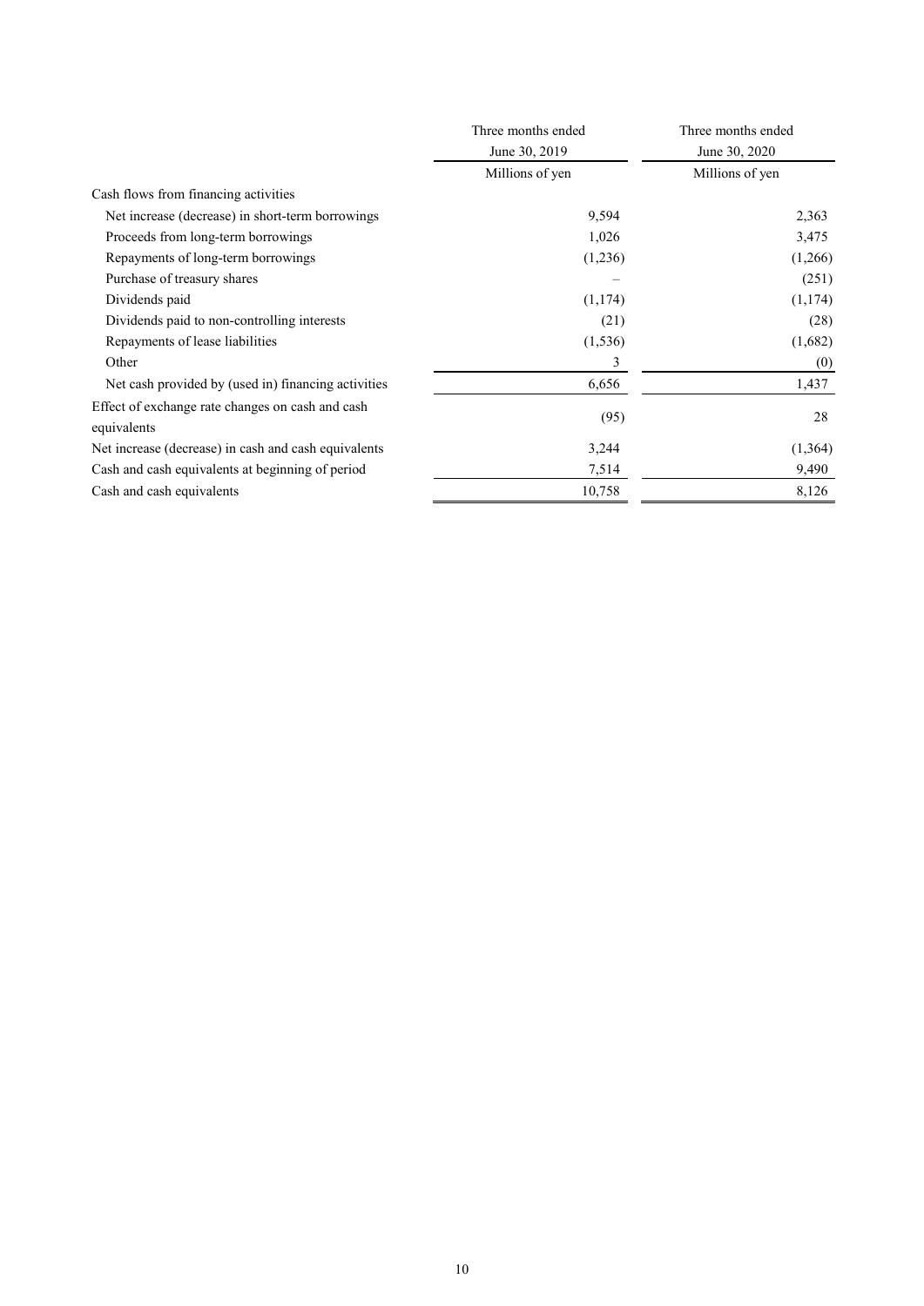| | Three months ended June 30, 2019 | Three months ended June 30, 2020 |
|---|---|---|
| | Millions of yen | Millions of yen |
| Cash flows from financing activities | | |
| Net increase (decrease) in short-term borrowings | 9,594 | 2,363 |
| Proceeds from long-term borrowings | 1,026 | 3,475 |
| Repayments of long-term borrowings | (1,236) | (1,266) |
| Purchase of treasury shares | – | (251) |
| Dividends paid | (1,174) | (1,174) |
| Dividends paid to non-controlling interests | (21) | (28) |
| Repayments of lease liabilities | (1,536) | (1,682) |
| Other | 3 | (0) |
| Net cash provided by (used in) financing activities | 6,656 | 1,437 |
| Effect of exchange rate changes on cash and cash equivalents | (95) | 28 |
| Net increase (decrease) in cash and cash equivalents | 3,244 | (1,364) |
| Cash and cash equivalents at beginning of period | 7,514 | 9,490 |
| Cash and cash equivalents | 10,758 | 8,126 |